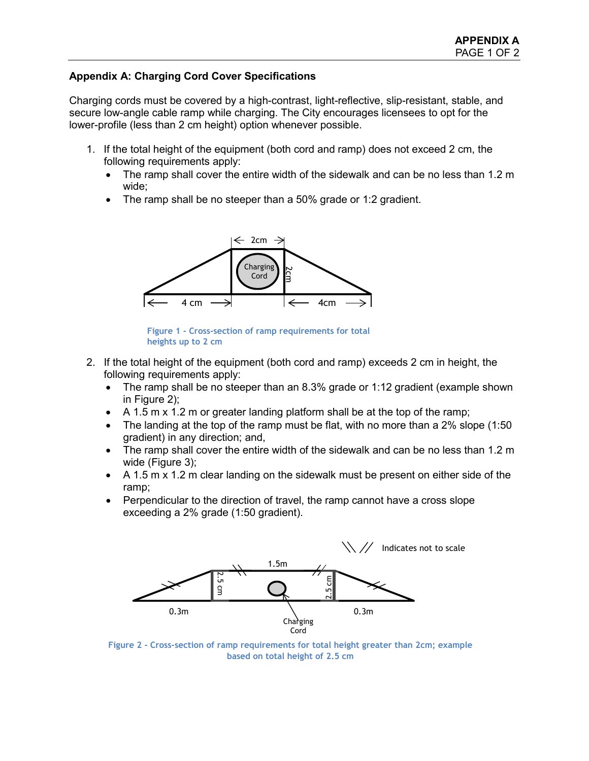## Appendix A: Charging Cord Cover Specifications

Charging cords must be covered by a high-contrast, light-reflective, slip-resistant, stable, and secure low-angle cable ramp while charging. The City encourages licensees to opt for the lower-profile (less than 2 cm height) option whenever possible.

1. If the total height of the equipment (both cord and ramp) does not exceed 2 cm, the following requirements apply:
   - The ramp shall cover the entire width of the sidewalk and can be no less than 1.2 m wide;
   - The ramp shall be no steeper than a 50% grade or 1:2 gradient.

Figure 1 - Cross-section of ramp requirements for total heights up to 2 cm

2. If the total height of the equipment (both cord and ramp) exceeds 2 cm in height, the following requirements apply:
   - The ramp shall be no steeper than an 8.3% grade or 1:12 gradient (example shown in Figure 2);
   - A 1.5 m x 1.2 m or greater landing platform shall be at the top of the ramp;
   - The landing at the top of the ramp must be flat, with no more than a 2% slope (1:50 gradient) in any direction; and,
   - The ramp shall cover the entire width of the sidewalk and can be no less than 1.2 m wide (Figure 3);
   - A 1.5 m x 1.2 m clear landing on the sidewalk must be present on either side of the ramp;
   - Perpendicular to the direction of travel, the ramp cannot have a cross slope exceeding a 2% grade (1:50 gradient).

Figure 2 - Cross-section of ramp requirements for total height greater than 2cm; example based on total height of 2.5 cm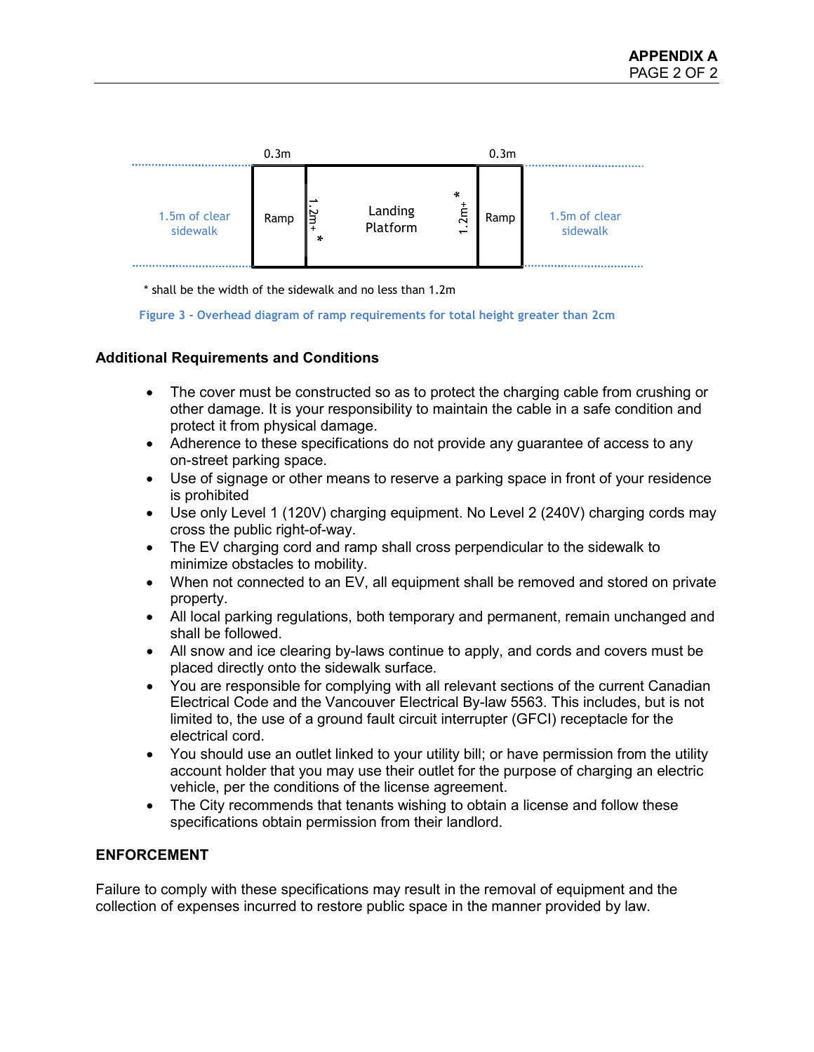0.3m

0.3m

1.5m of clear sidewalk

Ramp

1.2m+ *

Landing Platform

1.2m+ *

Ramp

1.5m of clear sidewalk

\* shall be the width of the sidewalk and no less than 1.2m

Figure 3 - Overhead diagram of ramp requirements for total height greater than 2cm

**Additional Requirements and Conditions**

- The cover must be constructed so as to protect the charging cable from crushing or other damage. It is your responsibility to maintain the cable in a safe condition and protect it from physical damage.
- Adherence to these specifications do not provide any guarantee of access to any on-street parking space.
- Use of signage or other means to reserve a parking space in front of your residence is prohibited
- Use only Level 1 (120V) charging equipment. No Level 2 (240V) charging cords may cross the public right-of-way.
- The EV charging cord and ramp shall cross perpendicular to the sidewalk to minimize obstacles to mobility.
- When not connected to an EV, all equipment shall be removed and stored on private property.
- All local parking regulations, both temporary and permanent, remain unchanged and shall be followed.
- All snow and ice clearing by-laws continue to apply, and cords and covers must be placed directly onto the sidewalk surface.
- You are responsible for complying with all relevant sections of the current Canadian Electrical Code and the Vancouver Electrical By-law 5563. This includes, but is not limited to, the use of a ground fault circuit interrupter (GFCI) receptacle for the electrical cord.
- You should use an outlet linked to your utility bill; or have permission from the utility account holder that you may use their outlet for the purpose of charging an electric vehicle, per the conditions of the license agreement.
- The City recommends that tenants wishing to obtain a license and follow these specifications obtain permission from their landlord.

**ENFORCEMENT**

Failure to comply with these specifications may result in the removal of equipment and the collection of expenses incurred to restore public space in the manner provided by law.